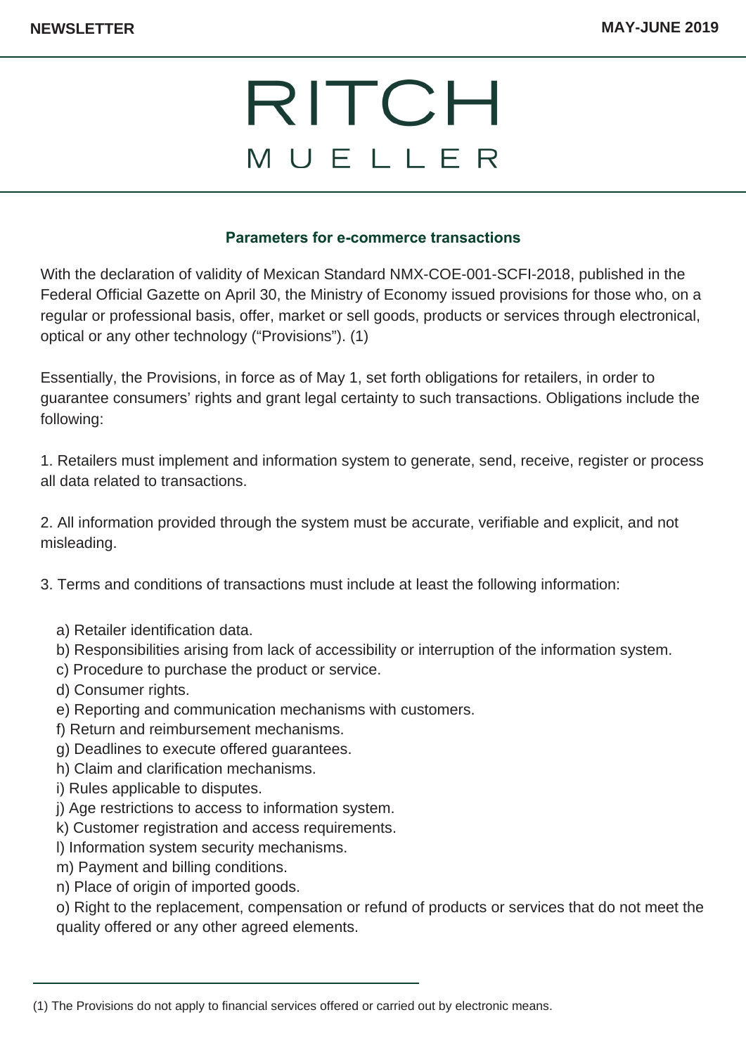# RITCH MUELLER

## Parameters for e-commerce transactions

With the declaration of validity of Mexican Standard NMX-COE-001-SCFI-2018, published in the Federal Official Gazette on April 30, the Ministry of Economy issued provisions for those who, on a regular or professional basis, offer, market or sell goods, products or services through electronical, optical or any other technology ("Provisions"). (1)

Essentially, the Provisions, in force as of May 1, set forth obligations for retailers, in order to guarantee consumers' rights and grant legal certainty to such transactions. Obligations include the following:

1. Retailers must implement and information system to generate, send, receive, register or process all data related to transactions.

2. All information provided through the system must be accurate, verifiable and explicit, and not misleading.

3. Terms and conditions of transactions must include at least the following information:

   a) Retailer identification data.
   b) Responsibilities arising from lack of accessibility or interruption of the information system.
   c) Procedure to purchase the product or service.
   d) Consumer rights.
   e) Reporting and communication mechanisms with customers.
   f) Return and reimbursement mechanisms.
   g) Deadlines to execute offered guarantees.
   h) Claim and clarification mechanisms.
   i) Rules applicable to disputes.
   j) Age restrictions to access to information system.
   k) Customer registration and access requirements.
   l) Information system security mechanisms.
   m) Payment and billing conditions.
   n) Place of origin of imported goods.
   o) Right to the replacement, compensation or refund of products or services that do not meet the quality offered or any other agreed elements.

---

(1) The Provisions do not apply to financial services offered or carried out by electronic means.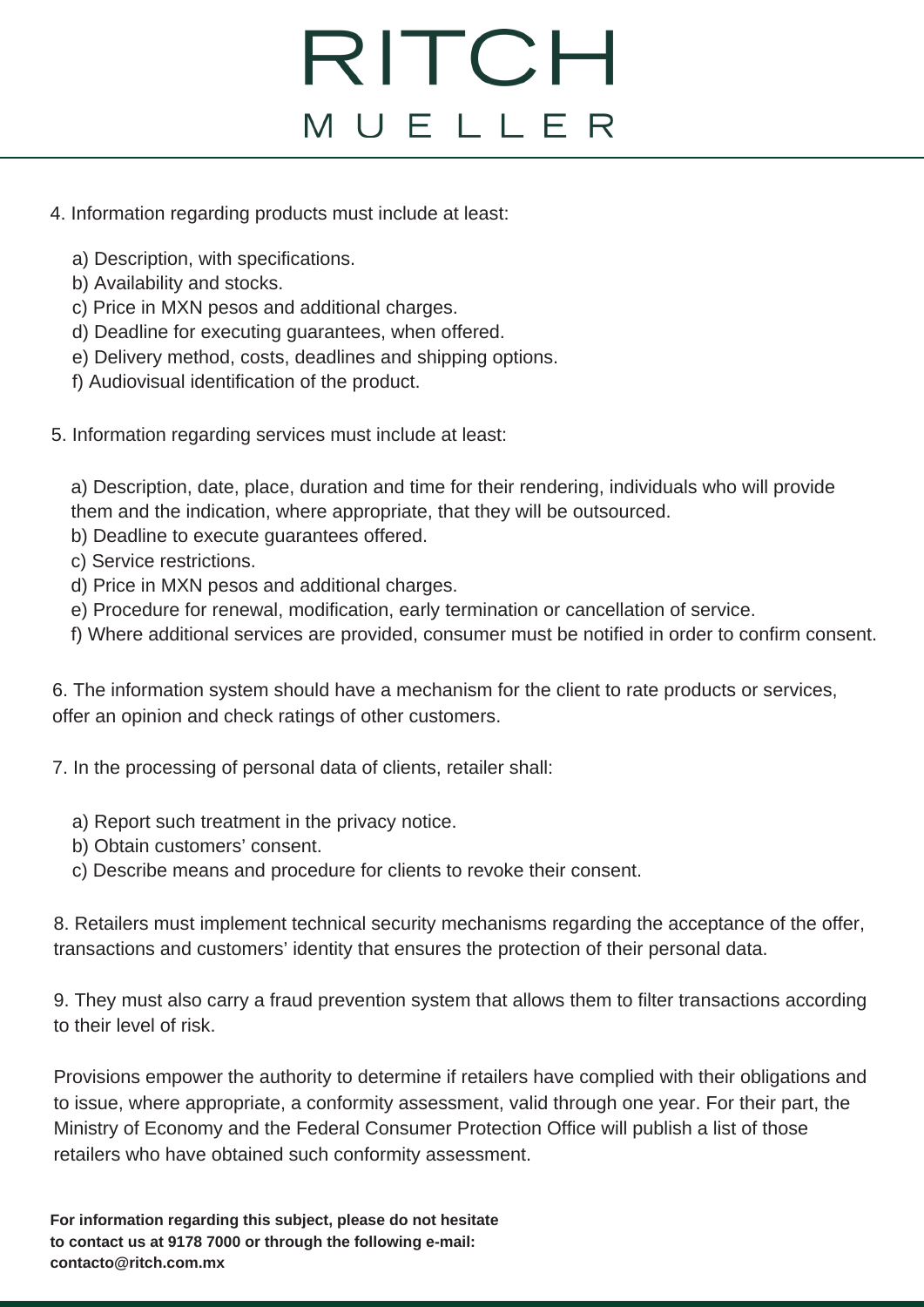4. Information regarding products must include at least:

   a) Description, with specifications.
   b) Availability and stocks.
   c) Price in MXN pesos and additional charges.
   d) Deadline for executing guarantees, when offered.
   e) Delivery method, costs, deadlines and shipping options.
   f) Audiovisual identification of the product.

5. Information regarding services must include at least:

   a) Description, date, place, duration and time for their rendering, individuals who will provide them and the indication, where appropriate, that they will be outsourced.
   b) Deadline to execute guarantees offered.
   c) Service restrictions.
   d) Price in MXN pesos and additional charges.
   e) Procedure for renewal, modification, early termination or cancellation of service.
   f) Where additional services are provided, consumer must be notified in order to confirm consent.

6. The information system should have a mechanism for the client to rate products or services, offer an opinion and check ratings of other customers.

7. In the processing of personal data of clients, retailer shall:

   a) Report such treatment in the privacy notice.
   b) Obtain customers' consent.
   c) Describe means and procedure for clients to revoke their consent.

8. Retailers must implement technical security mechanisms regarding the acceptance of the offer, transactions and customers' identity that ensures the protection of their personal data.

9. They must also carry a fraud prevention system that allows them to filter transactions according to their level of risk.

Provisions empower the authority to determine if retailers have complied with their obligations and to issue, where appropriate, a conformity assessment, valid through one year. For their part, the Ministry of Economy and the Federal Consumer Protection Office will publish a list of those retailers who have obtained such conformity assessment.

**For information regarding this subject, please do not hesitate to contact us at 9178 7000 or through the following e-mail: contacto@ritch.com.mx**